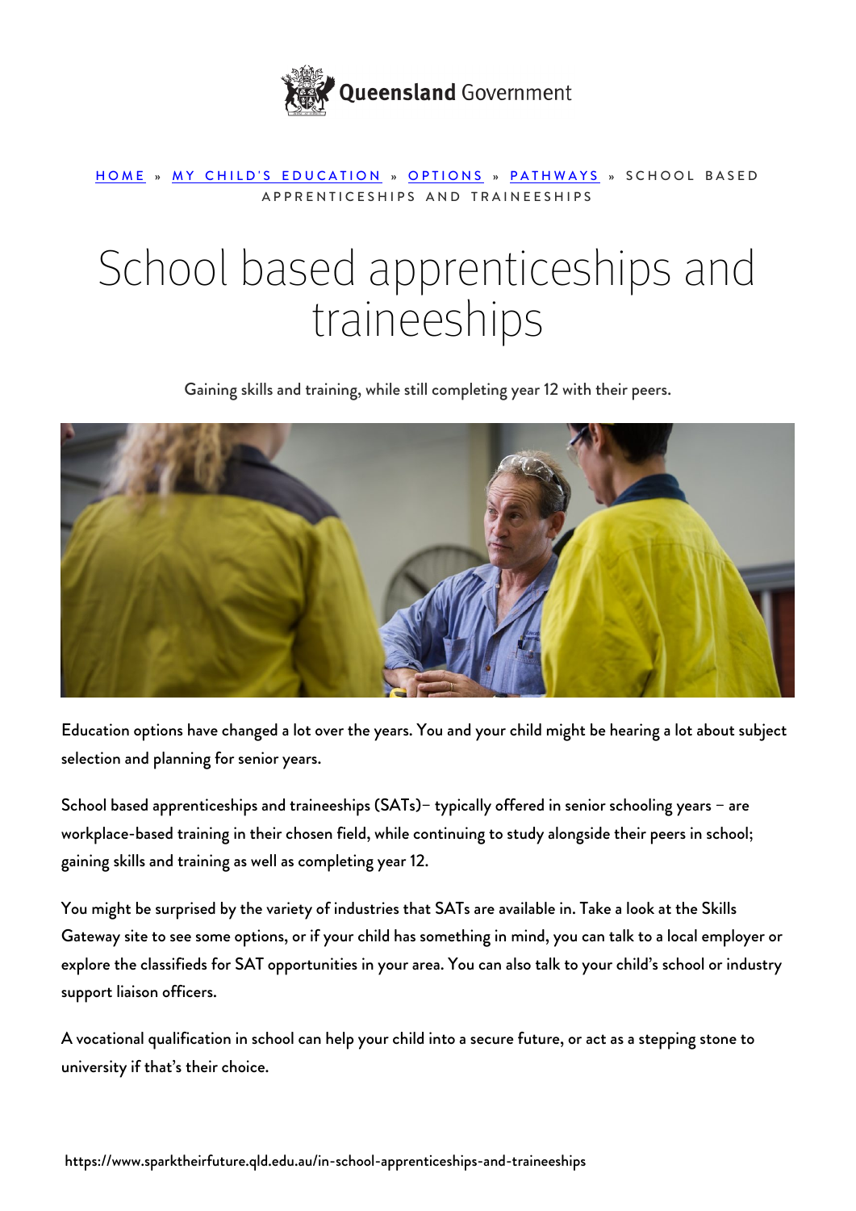Queensland Government

HOME » MY CHILD'S EDUCATION » OPTIONS » PATHWAYS » SCHOOL BASED APPRENTICESHIPS AND TRAINEESHIPS

# School based apprenticeships and traineeships

Gaining skills and training, while still completing year 12 with their peers.

Education options have changed a lot over the years. You and your child might be hearing a lot about subject selection and planning for senior years.

School based apprenticeships and traineeships (SATs)– typically offered in senior schooling years – are workplace-based training in their chosen field, while continuing to study alongside their peers in school; gaining skills and training as well as completing year 12.

You might be surprised by the variety of industries that SATs are available in. Take a look at the Skills Gateway site to see some options, or if your child has something in mind, you can talk to a local employer or explore the classifieds for SAT opportunities in your area. You can also talk to your child's school or industry support liaison officers.

A vocational qualification in school can help your child into a secure future, or act as a stepping stone to university if that's their choice.

https://www.sparktheirfuture.qld.edu.au/in-school-apprenticeships-and-traineeships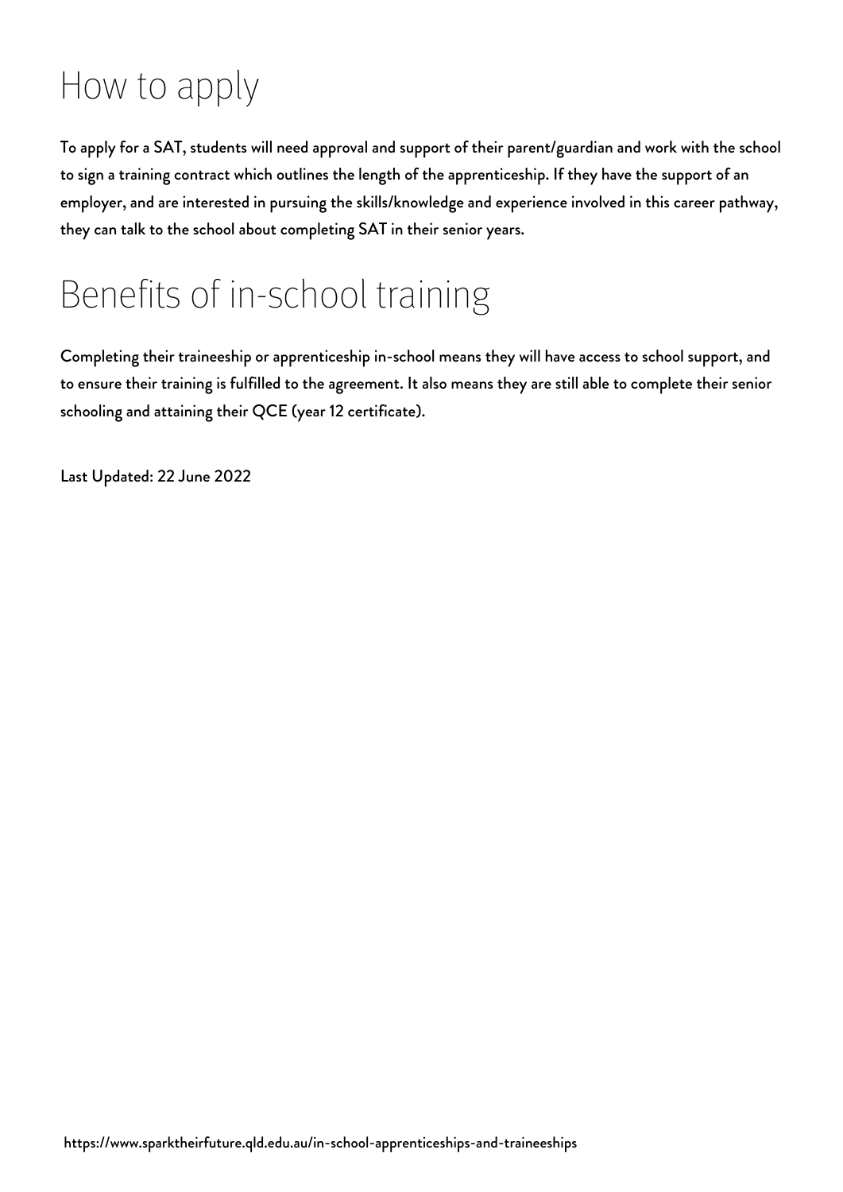# How to apply

To apply for a SAT, students will need approval and support of their parent/guardian and work with the school to sign a training contract which outlines the length of the apprenticeship. If they have the support of an employer, and are interested in pursuing the skills/knowledge and experience involved in this career pathway, they can talk to the school about completing SAT in their senior years.

# Benefits of in-school training

Completing their traineeship or apprenticeship in-school means they will have access to school support, and to ensure their training is fulfilled to the agreement. It also means they are still able to complete their senior schooling and attaining their QCE (year 12 certificate).

Last Updated: 22 June 2022